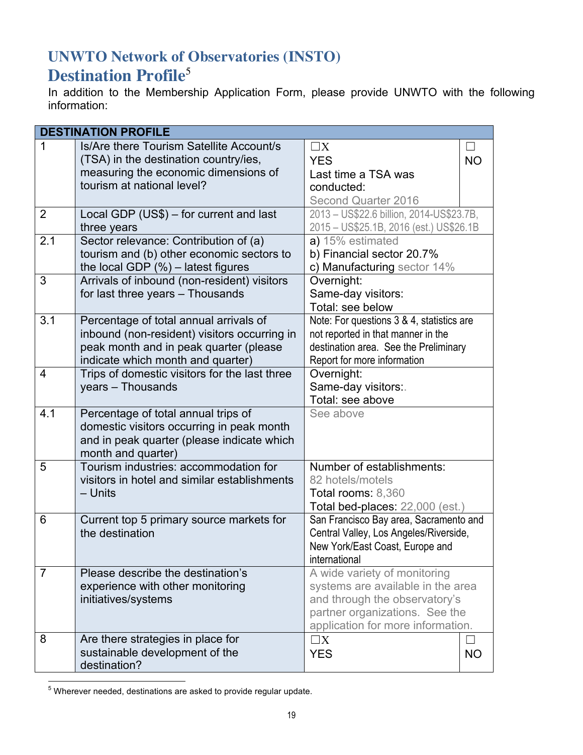# UNWTO Network of Observatories (INSTO)
# Destination Profile[5]

In addition to the Membership Application Form, please provide UNWTO with the following information:

| DESTINATION PROFILE | | | |
|---|---|---|---|
| 1 | Is/Are there Tourism Satellite Account/s (TSA) in the destination country/ies, measuring the economic dimensions of tourism at national level? | ☐X YES Last time a TSA was conducted: Second Quarter 2016 | ☐ NO |
| 2 | Local GDP (US$) – for current and last three years | 2013 – US$22.6 billion, 2014-US$23.7B, 2015 – US$25.1B, 2016 (est.) US$26.1B | |
| 2.1 | Sector relevance: Contribution of (a) tourism and (b) other economic sectors to the local GDP (%) – latest figures | a) 15% estimated<br>b) Financial sector 20.7%<br>c) Manufacturing sector 14% | |
| 3 | Arrivals of inbound (non-resident) visitors for last three years – Thousands | Overnight:<br>Same-day visitors:<br>Total: see below | |
| 3.1 | Percentage of total annual arrivals of inbound (non-resident) visitors occurring in peak month and in peak quarter (please indicate which month and quarter) | Note: For questions 3 & 4, statistics are not reported in that manner in the destination area. See the Preliminary Report for more information | |
| 4 | Trips of domestic visitors for the last three years – Thousands | Overnight:<br>Same-day visitors:.<br>Total: see above | |
| 4.1 | Percentage of total annual trips of domestic visitors occurring in peak month and in peak quarter (please indicate which month and quarter) | See above | |
| 5 | Tourism industries: accommodation for visitors in hotel and similar establishments – Units | Number of establishments: 82 hotels/motels<br>Total rooms: 8,360<br>Total bed-places: 22,000 (est.) | |
| 6 | Current top 5 primary source markets for the destination | San Francisco Bay area, Sacramento and Central Valley, Los Angeles/Riverside, New York/East Coast, Europe and international | |
| 7 | Please describe the destination's experience with other monitoring initiatives/systems | A wide variety of monitoring systems are available in the area and through the observatory's partner organizations. See the application for more information. | |
| 8 | Are there strategies in place for sustainable development of the destination? | ☐X YES | ☐ NO |

[5] Wherever needed, destinations are asked to provide regular update.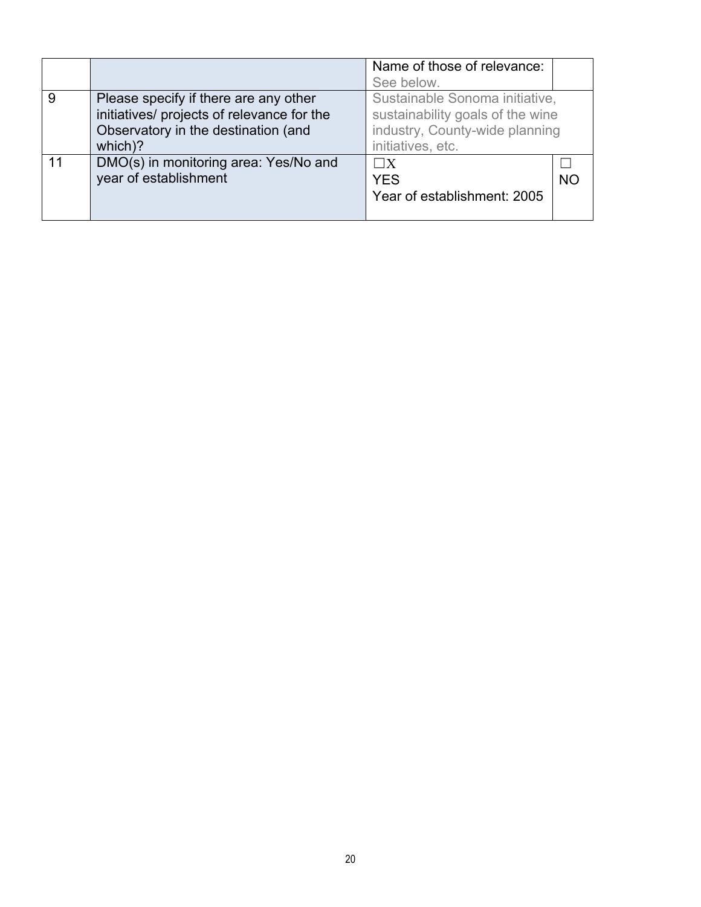| | | | |
|---|---|---|---|
| | | Name of those of relevance: See below. | |
| 9 | Please specify if there are any other initiatives/ projects of relevance for the Observatory in the destination (and which)? | Sustainable Sonoma initiative, sustainability goals of the wine industry, County-wide planning initiatives, etc. | |
| 11 | DMO(s) in monitoring area: Yes/No and year of establishment | ☐X YES Year of establishment: 2005 | ☐ NO |